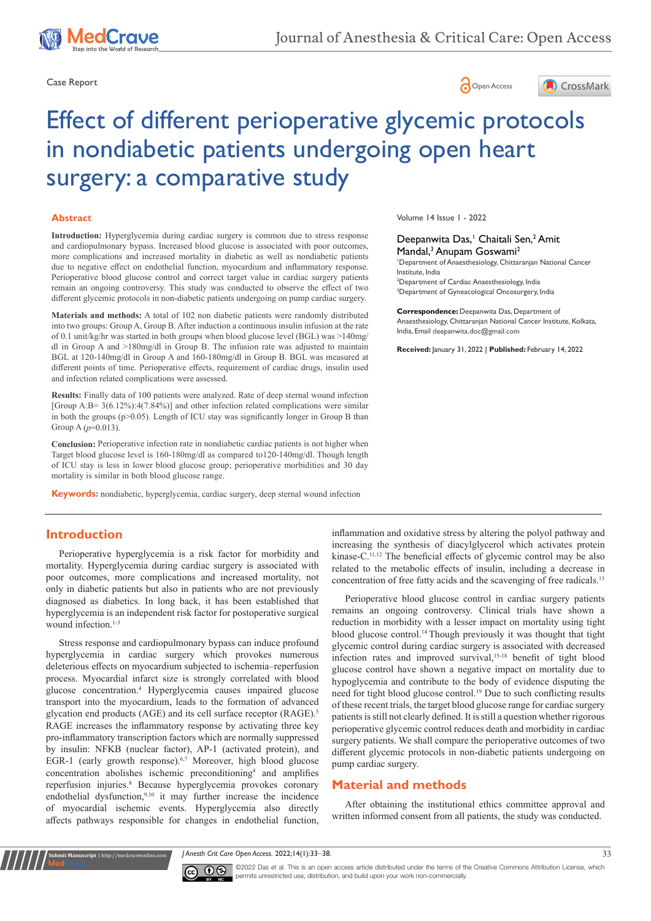Case Report

# Effect of different perioperative glycemic protocols in nondiabetic patients undergoing open heart surgery: a comparative study

Volume 14 Issue 1 - 2022

Deepanwita Das,[1] Chaitali Sen,[2] Amit Mandal,[3] Anupam Goswami[2]

[1]Department of Anaesthesiology, Chittaranjan National Cancer Institute, India
[2]Department of Cardiac Anaesthesiology, India
[3]Department of Gyneacological Oncosurgery, India

**Correspondence:** Deepanwita Das, Department of Anaesthesiology, Chittaranjan National Cancer Institute, Kolkata, India, Email deepanwita.doc@gmail.com

**Received:** January 31, 2022 | **Published:** February 14, 2022

## Abstract

**Introduction:** Hyperglycemia during cardiac surgery is common due to stress response and cardiopulmonary bypass. Increased blood glucose is associated with poor outcomes, more complications and increased mortality in diabetic as well as nondiabetic patients due to negative effect on endothelial function, myocardium and inflammatory response. Perioperative blood glucose control and correct target value in cardiac surgery patients remain an ongoing controversy. This study was conducted to observe the effect of two different glycemic protocols in non-diabetic patients undergoing on pump cardiac surgery.

**Materials and methods:** A total of 102 non diabetic patients were randomly distributed into two groups: Group A, Group B. After induction a continuous insulin infusion at the rate of 0.1 unit/kg/hr was started in both groups when blood glucose level (BGL) was >140mg/dl in Group A and >180mg/dl in Group B. The infusion rate was adjusted to maintain BGL at 120-140mg/dl in Group A and 160-180mg/dl in Group B. BGL was measured at different points of time. Perioperative effects, requirement of cardiac drugs, insulin used and infection related complications were assessed.

**Results:** Finally data of 100 patients were analyzed. Rate of deep sternal wound infection [Group A:B= 3(6.12%):4(7.84%)] and other infection related complications were similar in both the groups (p>0.05). Length of ICU stay was significantly longer in Group B than Group A (*p*=0.013).

**Conclusion:** Perioperative infection rate in nondiabetic cardiac patients is not higher when Target blood glucose level is 160-180mg/dl as compared to120-140mg/dl. Though length of ICU stay is less in lower blood glucose group; perioperative morbidities and 30 day mortality is similar in both blood glucose range.

**Keywords:** nondiabetic, hyperglycemia, cardiac surgery, deep sternal wound infection

## Introduction

Perioperative hyperglycemia is a risk factor for morbidity and mortality. Hyperglycemia during cardiac surgery is associated with poor outcomes, more complications and increased mortality, not only in diabetic patients but also in patients who are not previously diagnosed as diabetics. In long back, it has been established that hyperglycemia is an independent risk factor for postoperative surgical wound infection.[1-3]

Stress response and cardiopulmonary bypass can induce profound hyperglycemia in cardiac surgery which provokes numerous deleterious effects on myocardium subjected to ischemia–reperfusion process. Myocardial infarct size is strongly correlated with blood glucose concentration.[4] Hyperglycemia causes impaired glucose transport into the myocardium, leads to the formation of advanced glycation end products (AGE) and its cell surface receptor (RAGE).[5] RAGE increases the inflammatory response by activating three key pro-inflammatory transcription factors which are normally suppressed by insulin: NFKB (nuclear factor), AP-1 (activated protein), and EGR-1 (early growth response).[6,7] Moreover, high blood glucose concentration abolishes ischemic preconditioning[4] and amplifies reperfusion injuries.[8] Because hyperglycemia provokes coronary endothelial dysfunction,[9,10] it may further increase the incidence of myocardial ischemic events. Hyperglycemia also directly affects pathways responsible for changes in endothelial function, inflammation and oxidative stress by altering the polyol pathway and increasing the synthesis of diacylglycerol which activates protein kinase-C.[11,12] The beneficial effects of glycemic control may be also related to the metabolic effects of insulin, including a decrease in concentration of free fatty acids and the scavenging of free radicals.[13]

Perioperative blood glucose control in cardiac surgery patients remains an ongoing controversy. Clinical trials have shown a reduction in morbidity with a lesser impact on mortality using tight blood glucose control.[14] Though previously it was thought that tight glycemic control during cardiac surgery is associated with decreased infection rates and improved survival,[15-18] benefit of tight blood glucose control have shown a negative impact on mortality due to hypoglycemia and contribute to the body of evidence disputing the need for tight blood glucose control.[19] Due to such conflicting results of these recent trials, the target blood glucose range for cardiac surgery patients is still not clearly defined. It is still a question whether rigorous perioperative glycemic control reduces death and morbidity in cardiac surgery patients. We shall compare the perioperative outcomes of two different glycemic protocols in non-diabetic patients undergoing on pump cardiac surgery.

## Material and methods

After obtaining the institutional ethics committee approval and written informed consent from all patients, the study was conducted.

©2022 Das et al. This is an open access article distributed under the terms of the Creative Commons Attribution License, which permits unrestricted use, distribution, and build upon your work non-commercially.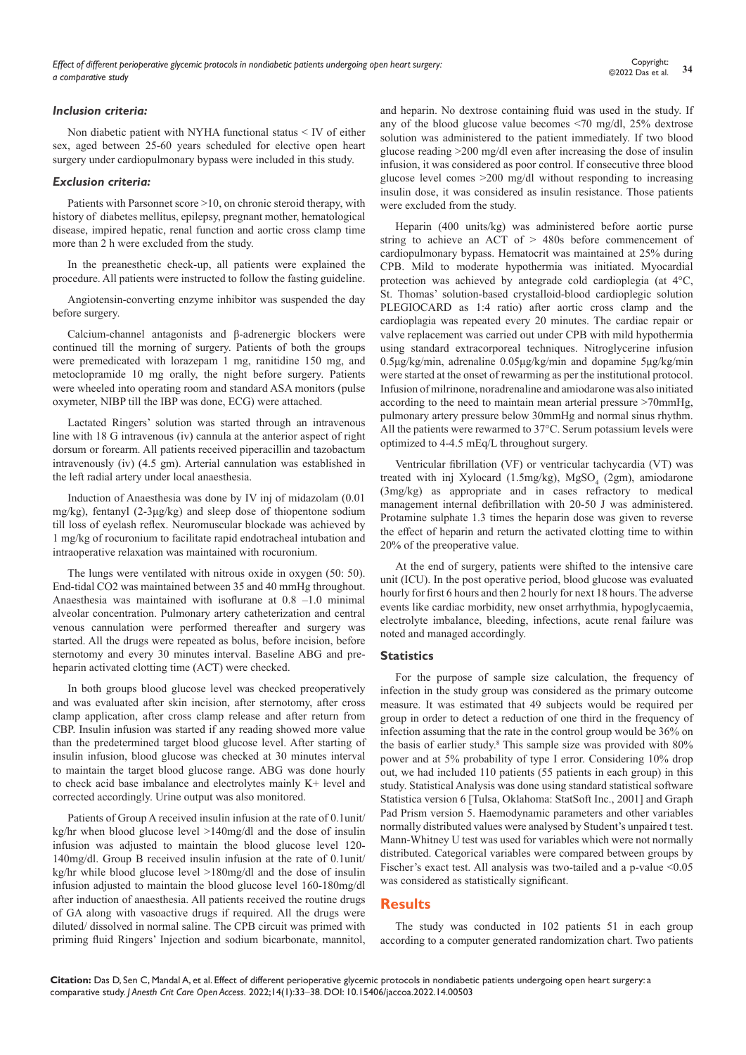### *Inclusion criteria:*

Non diabetic patient with NYHA functional status < IV of either sex, aged between 25-60 years scheduled for elective open heart surgery under cardiopulmonary bypass were included in this study.

### *Exclusion criteria:*

Patients with Parsonnet score >10, on chronic steroid therapy, with history of diabetes mellitus, epilepsy, pregnant mother, hematological disease, impired hepatic, renal function and aortic cross clamp time more than 2 h were excluded from the study.

In the preanesthetic check-up, all patients were explained the procedure. All patients were instructed to follow the fasting guideline.

Angiotensin-converting enzyme inhibitor was suspended the day before surgery.

Calcium-channel antagonists and β-adrenergic blockers were continued till the morning of surgery. Patients of both the groups were premedicated with lorazepam 1 mg, ranitidine 150 mg, and metoclopramide 10 mg orally, the night before surgery. Patients were wheeled into operating room and standard ASA monitors (pulse oxymeter, NIBP till the IBP was done, ECG) were attached.

Lactated Ringers' solution was started through an intravenous line with 18 G intravenous (iv) cannula at the anterior aspect of right dorsum or forearm. All patients received piperacillin and tazobactum intravenously (iv) (4.5 gm). Arterial cannulation was established in the left radial artery under local anaesthesia.

Induction of Anaesthesia was done by IV inj of midazolam (0.01 mg/kg), fentanyl (2-3µg/kg) and sleep dose of thiopentone sodium till loss of eyelash reflex. Neuromuscular blockade was achieved by 1 mg/kg of rocuronium to facilitate rapid endotracheal intubation and intraoperative relaxation was maintained with rocuronium.

The lungs were ventilated with nitrous oxide in oxygen (50: 50). End-tidal CO2 was maintained between 35 and 40 mmHg throughout. Anaesthesia was maintained with isoflurane at 0.8 –1.0 minimal alveolar concentration. Pulmonary artery catheterization and central venous cannulation were performed thereafter and surgery was started. All the drugs were repeated as bolus, before incision, before sternotomy and every 30 minutes interval. Baseline ABG and pre-heparin activated clotting time (ACT) were checked.

In both groups blood glucose level was checked preoperatively and was evaluated after skin incision, after sternotomy, after cross clamp application, after cross clamp release and after return from CBP. Insulin infusion was started if any reading showed more value than the predetermined target blood glucose level. After starting of insulin infusion, blood glucose was checked at 30 minutes interval to maintain the target blood glucose range. ABG was done hourly to check acid base imbalance and electrolytes mainly K+ level and corrected accordingly. Urine output was also monitored.

Patients of Group A received insulin infusion at the rate of 0.1unit/kg/hr when blood glucose level >140mg/dl and the dose of insulin infusion was adjusted to maintain the blood glucose level 120-140mg/dl. Group B received insulin infusion at the rate of 0.1unit/kg/hr while blood glucose level >180mg/dl and the dose of insulin infusion adjusted to maintain the blood glucose level 160-180mg/dl after induction of anaesthesia. All patients received the routine drugs of GA along with vasoactive drugs if required. All the drugs were diluted/ dissolved in normal saline. The CPB circuit was primed with priming fluid Ringers' Injection and sodium bicarbonate, mannitol, and heparin. No dextrose containing fluid was used in the study. If any of the blood glucose value becomes <70 mg/dl, 25% dextrose solution was administered to the patient immediately. If two blood glucose reading >200 mg/dl even after increasing the dose of insulin infusion, it was considered as poor control. If consecutive three blood glucose level comes >200 mg/dl without responding to increasing insulin dose, it was considered as insulin resistance. Those patients were excluded from the study.

Heparin (400 units/kg) was administered before aortic purse string to achieve an ACT of > 480s before commencement of cardiopulmonary bypass. Hematocrit was maintained at 25% during CPB. Mild to moderate hypothermia was initiated. Myocardial protection was achieved by antegrade cold cardioplegia (at 4°C, St. Thomas' solution-based crystalloid-blood cardioplegic solution PLEGIOCARD as 1:4 ratio) after aortic cross clamp and the cardioplagia was repeated every 20 minutes. The cardiac repair or valve replacement was carried out under CPB with mild hypothermia using standard extracorporeal techniques. Nitroglycerine infusion 0.5µg/kg/min, adrenaline 0.05µg/kg/min and dopamine 5µg/kg/min were started at the onset of rewarming as per the institutional protocol. Infusion of milrinone, noradrenaline and amiodarone was also initiated according to the need to maintain mean arterial pressure >70mmHg, pulmonary artery pressure below 30mmHg and normal sinus rhythm. All the patients were rewarmed to 37°C. Serum potassium levels were optimized to 4-4.5 mEq/L throughout surgery.

Ventricular fibrillation (VF) or ventricular tachycardia (VT) was treated with inj Xylocard (1.5mg/kg), $MgSO_4$ (2gm), amiodarone (3mg/kg) as appropriate and in cases refractory to medical management internal defibrillation with 20-50 J was administered. Protamine sulphate 1.3 times the heparin dose was given to reverse the effect of heparin and return the activated clotting time to within 20% of the preoperative value.

At the end of surgery, patients were shifted to the intensive care unit (ICU). In the post operative period, blood glucose was evaluated hourly for first 6 hours and then 2 hourly for next 18 hours. The adverse events like cardiac morbidity, new onset arrhythmia, hypoglycaemia, electrolyte imbalance, bleeding, infections, acute renal failure was noted and managed accordingly.

### Statistics

For the purpose of sample size calculation, the frequency of infection in the study group was considered as the primary outcome measure. It was estimated that 49 subjects would be required per group in order to detect a reduction of one third in the frequency of infection assuming that the rate in the control group would be 36% on the basis of earlier study.[8] This sample size was provided with 80% power and at 5% probability of type I error. Considering 10% drop out, we had included 110 patients (55 patients in each group) in this study. Statistical Analysis was done using standard statistical software Statistica version 6 [Tulsa, Oklahoma: StatSoft Inc., 2001] and Graph Pad Prism version 5. Haemodynamic parameters and other variables normally distributed values were analysed by Student's unpaired t test. Mann-Whitney U test was used for variables which were not normally distributed. Categorical variables were compared between groups by Fischer's exact test. All analysis was two-tailed and a p-value <0.05 was considered as statistically significant.

## Results

The study was conducted in 102 patients 51 in each group according to a computer generated randomization chart. Two patients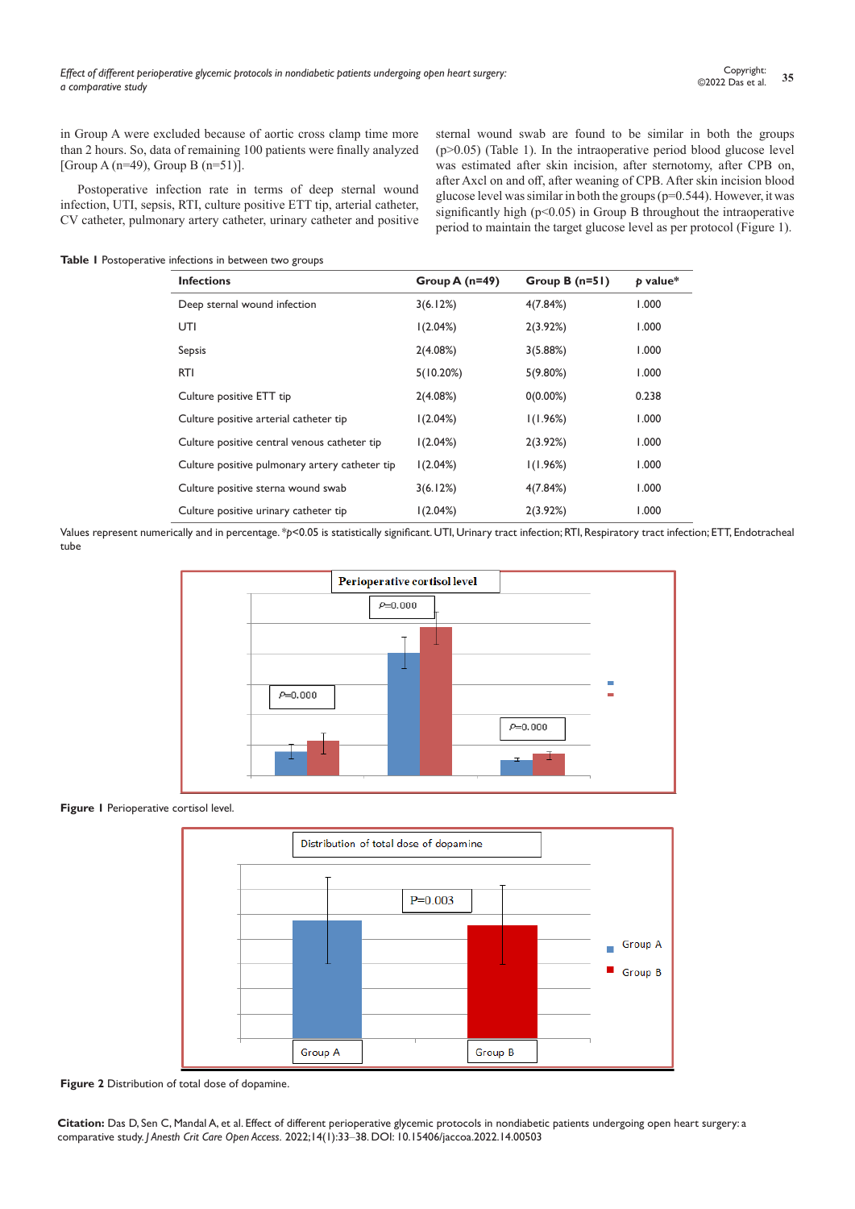in Group A were excluded because of aortic cross clamp time more than 2 hours. So, data of remaining 100 patients were finally analyzed [Group A (n=49), Group B (n=51)].

Postoperative infection rate in terms of deep sternal wound infection, UTI, sepsis, RTI, culture positive ETT tip, arterial catheter, CV catheter, pulmonary artery catheter, urinary catheter and positive sternal wound swab are found to be similar in both the groups (p>0.05) (Table 1). In the intraoperative period blood glucose level was estimated after skin incision, after sternotomy, after CPB on, after Axcl on and off, after weaning of CPB. After skin incision blood glucose level was similar in both the groups (p=0.544). However, it was significantly high (p<0.05) in Group B throughout the intraoperative period to maintain the target glucose level as per protocol (Figure 1).

**Table 1** Postoperative infections in between two groups

| Infections | Group A (n=49) | Group B (n=51) | p value* |
|---|---|---|---|
| Deep sternal wound infection | 3(6.12%) | 4(7.84%) | 1.000 |
| UTI | 1(2.04%) | 2(3.92%) | 1.000 |
| Sepsis | 2(4.08%) | 3(5.88%) | 1.000 |
| RTI | 5(10.20%) | 5(9.80%) | 1.000 |
| Culture positive ETT tip | 2(4.08%) | 0(0.00%) | 0.238 |
| Culture positive arterial catheter tip | 1(2.04%) | 1(1.96%) | 1.000 |
| Culture positive central venous catheter tip | 1(2.04%) | 2(3.92%) | 1.000 |
| Culture positive pulmonary artery catheter tip | 1(2.04%) | 1(1.96%) | 1.000 |
| Culture positive sterna wound swab | 3(6.12%) | 4(7.84%) | 1.000 |
| Culture positive urinary catheter tip | 1(2.04%) | 2(3.92%) | 1.000 |

Values represent numerically and in percentage. *p<0.05 is statistically significant. UTI, Urinary tract infection; RTI, Respiratory tract infection; ETT, Endotracheal tube

**Figure 1** Perioperative cortisol level.

**Figure 2** Distribution of total dose of dopamine.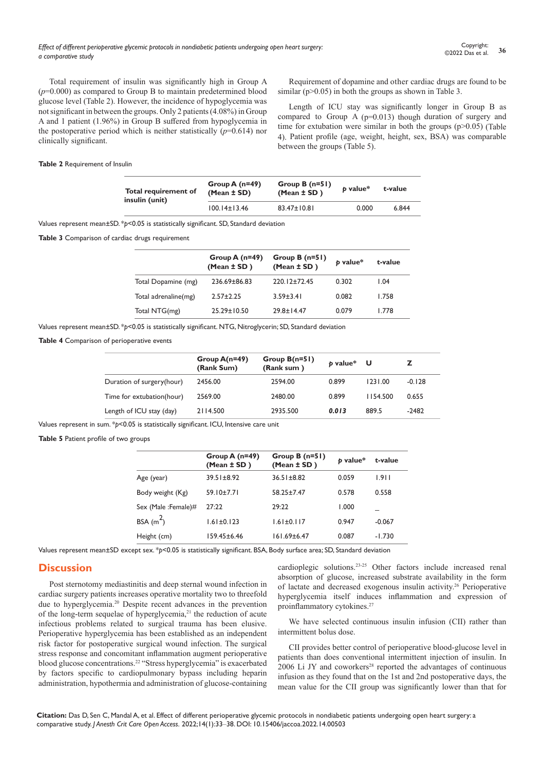Total requirement of insulin was significantly high in Group A ($p$=0.000) as compared to Group B to maintain predetermined blood glucose level (Table 2). However, the incidence of hypoglycemia was not significant in between the groups. Only 2 patients (4.08%) in Group A and 1 patient (1.96%) in Group B suffered from hypoglycemia in the postoperative period which is neither statistically ($p$=0.614) nor clinically significant.

Requirement of dopamine and other cardiac drugs are found to be similar (p>0.05) in both the groups as shown in Table 3.

Length of ICU stay was significantly longer in Group B as compared to Group A (p=0.013) though duration of surgery and time for extubation were similar in both the groups (p>0.05) (Table 4). Patient profile (age, weight, height, sex, BSA) was comparable between the groups (Table 5).

**Table 2** Requirement of Insulin

| Total requirement of insulin (unit) | Group A (n=49) (Mean ± SD) | Group B (n=51) (Mean ± SD ) | *p* value* | t-value |
|---|---|---|---|---|
| | 100.14±13.46 | 83.47±10.81 | 0.000 | 6.844 |

Values represent mean±SD. *$p$<0.05 is statistically significant. SD, Standard deviation

**Table 3** Comparison of cardiac drugs requirement

| | Group A (n=49) (Mean ± SD ) | Group B (n=51) (Mean ± SD ) | *p* value* | t-value |
|---|---|---|---|---|
| Total Dopamine (mg) | 236.69±86.83 | 220.12±72.45 | 0.302 | 1.04 |
| Total adrenaline(mg) | 2.57±2.25 | 3.59±3.41 | 0.082 | 1.758 |
| Total NTG(mg) | 25.29±10.50 | 29.8±14.47 | 0.079 | 1.778 |

Values represent mean±SD. *$p$<0.05 is statistically significant. NTG, Nitroglycerin; SD, Standard deviation

**Table 4** Comparison of perioperative events

| | Group A(n=49) (Rank Sum) | Group B(n=51) (Rank sum ) | *p* value* | U | Z |
|---|---|---|---|---|---|
| Duration of surgery(hour) | 2456.00 | 2594.00 | 0.899 | 1231.00 | -0.128 |
| Time for extubation(hour) | 2569.00 | 2480.00 | 0.899 | 1154.500 | 0.655 |
| Length of ICU stay (day) | 2114.500 | 2935.500 | ***0.013*** | 889.5 | -2482 |

Values represent in sum. *$p$<0.05 is statistically significant. ICU, Intensive care unit

**Table 5** Patient profile of two groups

| | Group A (n=49) (Mean ± SD ) | Group B (n=51) (Mean ± SD ) | *p* value* | t-value |
|---|---|---|---|---|
| Age (year) | 39.51±8.92 | 36.51±8.82 | 0.059 | 1.911 |
| Body weight (Kg) | 59.10±7.71 | 58.25±7.47 | 0.578 | 0.558 |
| Sex (Male :Female)# | 27:22 | 29:22 | 1.000 | _ |
| BSA ($m^2$) | 1.61±0.123 | 1.61±0.117 | 0.947 | -0.067 |
| Height (cm) | 159.45±6.46 | 161.69±6.47 | 0.087 | -1.730 |

Values represent mean±SD except sex. *$p$<0.05 is statistically significant. BSA, Body surface area; SD, Standard deviation

## Discussion

Post sternotomy mediastinitis and deep sternal wound infection in cardiac surgery patients increases operative mortality two to threefold due to hyperglycemia.[20] Despite recent advances in the prevention of the long-term sequelae of hyperglycemia,[21] the reduction of acute infectious problems related to surgical trauma has been elusive. Perioperative hyperglycemia has been established as an independent risk factor for postoperative surgical wound infection. The surgical stress response and concomitant inflammation augment perioperative blood glucose concentrations.[22] "Stress hyperglycemia" is exacerbated by factors specific to cardiopulmonary bypass including heparin administration, hypothermia and administration of glucose-containing cardioplegic solutions.[23-25] Other factors include increased renal absorption of glucose, increased substrate availability in the form of lactate and decreased exogenous insulin activity.[26] Perioperative hyperglycemia itself induces inflammation and expression of proinflammatory cytokines.[27]

We have selected continuous insulin infusion (CII) rather than intermittent bolus dose.

CII provides better control of perioperative blood-glucose level in patients than does conventional intermittent injection of insulin. In 2006 Li JY and coworkers[28] reported the advantages of continuous infusion as they found that on the 1st and 2nd postoperative days, the mean value for the CII group was significantly lower than that for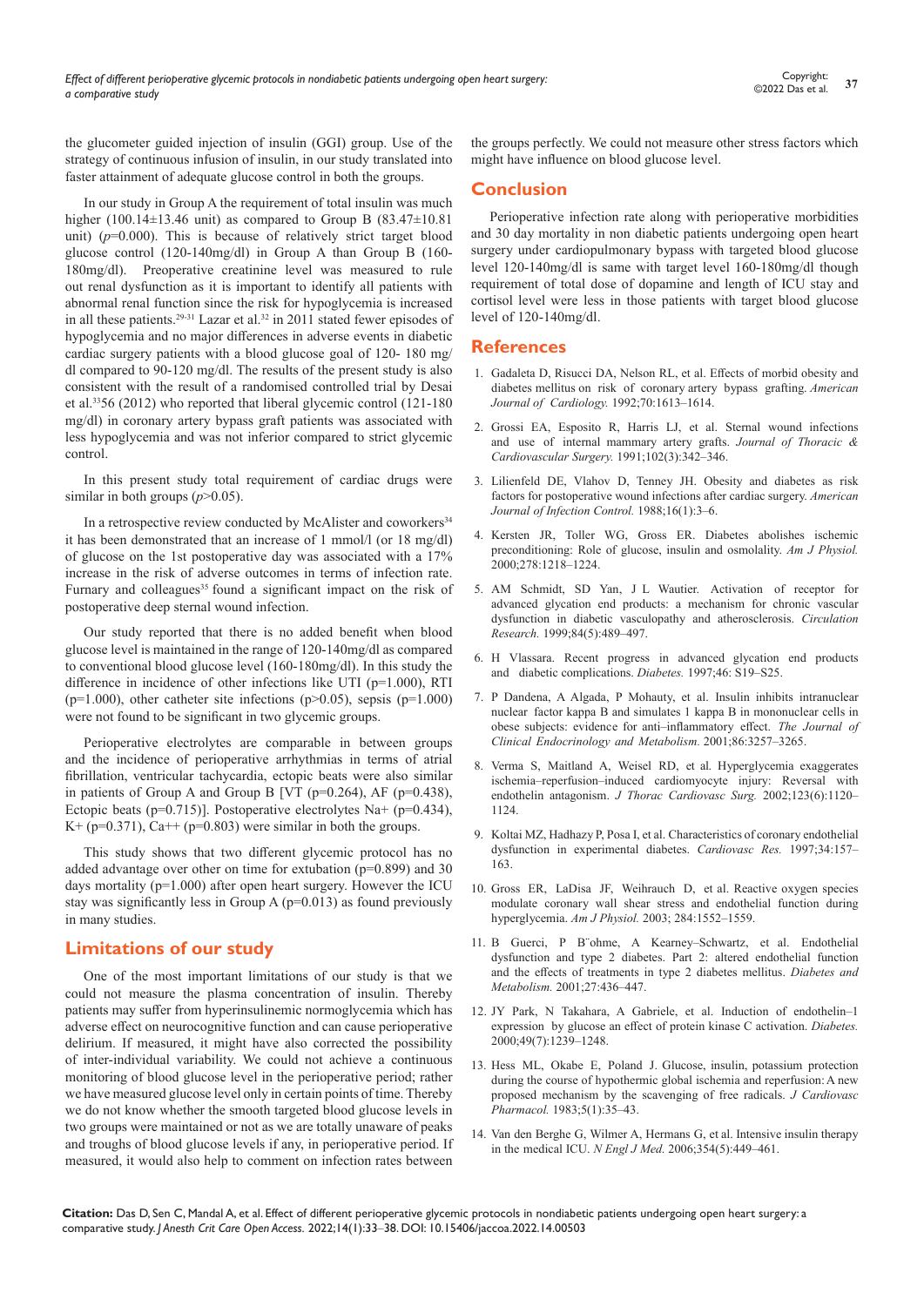the glucometer guided injection of insulin (GGI) group. Use of the strategy of continuous infusion of insulin, in our study translated into faster attainment of adequate glucose control in both the groups.

In our study in Group A the requirement of total insulin was much higher (100.14±13.46 unit) as compared to Group B (83.47±10.81 unit) ($p$=0.000). This is because of relatively strict target blood glucose control (120-140mg/dl) in Group A than Group B (160-180mg/dl). Preoperative creatinine level was measured to rule out renal dysfunction as it is important to identify all patients with abnormal renal function since the risk for hypoglycemia is increased in all these patients.[29-31] Lazar et al.[32] in 2011 stated fewer episodes of hypoglycemia and no major differences in adverse events in diabetic cardiac surgery patients with a blood glucose goal of 120- 180 mg/dl compared to 90-120 mg/dl. The results of the present study is also consistent with the result of a randomised controlled trial by Desai et al.[33]56 (2012) who reported that liberal glycemic control (121-180 mg/dl) in coronary artery bypass graft patients was associated with less hypoglycemia and was not inferior compared to strict glycemic control.

In this present study total requirement of cardiac drugs were similar in both groups ($p$>0.05).

In a retrospective review conducted by McAlister and coworkers[34] it has been demonstrated that an increase of 1 mmol/l (or 18 mg/dl) of glucose on the 1st postoperative day was associated with a 17% increase in the risk of adverse outcomes in terms of infection rate. Furnary and colleagues[35] found a significant impact on the risk of postoperative deep sternal wound infection.

Our study reported that there is no added benefit when blood glucose level is maintained in the range of 120-140mg/dl as compared to conventional blood glucose level (160-180mg/dl). In this study the difference in incidence of other infections like UTI (p=1.000), RTI (p=1.000), other catheter site infections (p>0.05), sepsis (p=1.000) were not found to be significant in two glycemic groups.

Perioperative electrolytes are comparable in between groups and the incidence of perioperative arrhythmias in terms of atrial fibrillation, ventricular tachycardia, ectopic beats were also similar in patients of Group A and Group B [VT (p=0.264), AF (p=0.438), Ectopic beats (p=0.715)]. Postoperative electrolytes Na+ (p=0.434), K+ (p=0.371), Ca++ (p=0.803) were similar in both the groups.

This study shows that two different glycemic protocol has no added advantage over other on time for extubation (p=0.899) and 30 days mortality (p=1.000) after open heart surgery. However the ICU stay was significantly less in Group A (p=0.013) as found previously in many studies.

## Limitations of our study

One of the most important limitations of our study is that we could not measure the plasma concentration of insulin. Thereby patients may suffer from hyperinsulinemic normoglycemia which has adverse effect on neurocognitive function and can cause perioperative delirium. If measured, it might have also corrected the possibility of inter-individual variability. We could not achieve a continuous monitoring of blood glucose level in the perioperative period; rather we have measured glucose level only in certain points of time. Thereby we do not know whether the smooth targeted blood glucose levels in two groups were maintained or not as we are totally unaware of peaks and troughs of blood glucose levels if any, in perioperative period. If measured, it would also help to comment on infection rates between the groups perfectly. We could not measure other stress factors which might have influence on blood glucose level.

## Conclusion

Perioperative infection rate along with perioperative morbidities and 30 day mortality in non diabetic patients undergoing open heart surgery under cardiopulmonary bypass with targeted blood glucose level 120-140mg/dl is same with target level 160-180mg/dl though requirement of total dose of dopamine and length of ICU stay and cortisol level were less in those patients with target blood glucose level of 120-140mg/dl.

## References

1. Gadaleta D, Risucci DA, Nelson RL, et al. Effects of morbid obesity and diabetes mellitus on risk of coronary artery bypass grafting. *American Journal of Cardiology.* 1992;70:1613–1614.
2. Grossi EA, Esposito R, Harris LJ, et al. Sternal wound infections and use of internal mammary artery grafts. *Journal of Thoracic & Cardiovascular Surgery.* 1991;102(3):342–346.
3. Lilienfeld DE, Vlahov D, Tenney JH. Obesity and diabetes as risk factors for postoperative wound infections after cardiac surgery. *American Journal of Infection Control.* 1988;16(1):3–6.
4. Kersten JR, Toller WG, Gross ER. Diabetes abolishes ischemic preconditioning: Role of glucose, insulin and osmolality. *Am J Physiol.* 2000;278:1218–1224.
5. AM Schmidt, SD Yan, J L Wautier. Activation of receptor for advanced glycation end products: a mechanism for chronic vascular dysfunction in diabetic vasculopathy and atherosclerosis. *Circulation Research.* 1999;84(5):489–497.
6. H Vlassara. Recent progress in advanced glycation end products and diabetic complications. *Diabetes.* 1997;46: S19–S25.
7. P Dandena, A Algada, P Mohauty, et al. Insulin inhibits intranuclear nuclear factor kappa B and simulates 1 kappa B in mononuclear cells in obese subjects: evidence for anti–inflammatory effect. *The Journal of Clinical Endocrinology and Metabolism.* 2001;86:3257–3265.
8. Verma S, Maitland A, Weisel RD, et al. Hyperglycemia exaggerates ischemia–reperfusion–induced cardiomyocyte injury: Reversal with endothelin antagonism. *J Thorac Cardiovasc Surg.* 2002;123(6):1120–1124.
9. Koltai MZ, Hadhazy P, Posa I, et al. Characteristics of coronary endothelial dysfunction in experimental diabetes. *Cardiovasc Res.* 1997;34:157–163.
10. Gross ER, LaDisa JF, Weihrauch D, et al. Reactive oxygen species modulate coronary wall shear stress and endothelial function during hyperglycemia. *Am J Physiol.* 2003; 284:1552–1559.
11. B Guerci, P B¨ohme, A Kearney–Schwartz, et al. Endothelial dysfunction and type 2 diabetes. Part 2: altered endothelial function and the effects of treatments in type 2 diabetes mellitus. *Diabetes and Metabolism.* 2001;27:436–447.
12. JY Park, N Takahara, A Gabriele, et al. Induction of endothelin–1 expression by glucose an effect of protein kinase C activation. *Diabetes.* 2000;49(7):1239–1248.
13. Hess ML, Okabe E, Poland J. Glucose, insulin, potassium protection during the course of hypothermic global ischemia and reperfusion: A new proposed mechanism by the scavenging of free radicals. *J Cardiovasc Pharmacol.* 1983;5(1):35–43.
14. Van den Berghe G, Wilmer A, Hermans G, et al. Intensive insulin therapy in the medical ICU. *N Engl J Med.* 2006;354(5):449–461.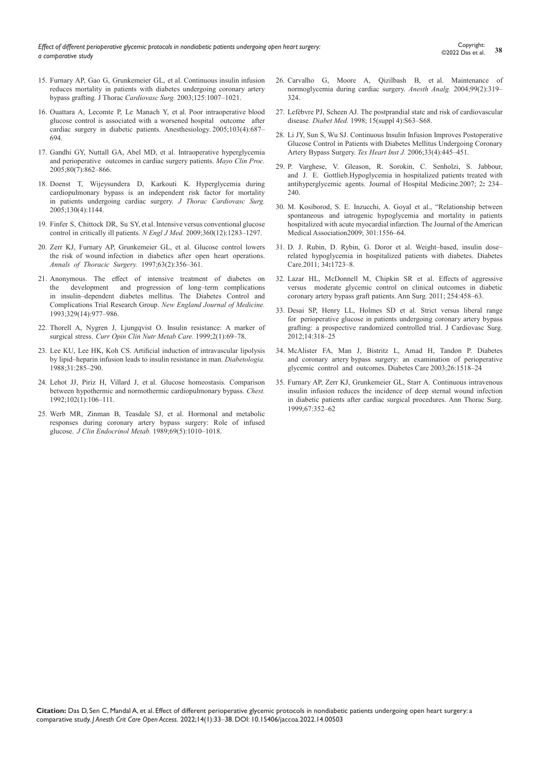15. Furnary AP, Gao G, Grunkemeier GL, et al. Continuous insulin infusion reduces mortality in patients with diabetes undergoing coronary artery bypass grafting. J Thorac *Cardiovasc Surg.* 2003;125:1007–1021.

16. Ouattara A, Lecomte P, Le Manach Y, et al. Poor intraoperative blood glucose control is associated with a worsened hospital outcome after cardiac surgery in diabetic patients. Anesthesiology. 2005;103(4):687–694.

17. Gandhi GY, Nuttall GA, Abel MD, et al. Intraoperative hyperglycemia and perioperative outcomes in cardiac surgery patients. *Mayo Clin Proc.* 2005;80(7):862–866.

18. Doenst T, Wijeysundera D, Karkouti K. Hyperglycemia during cardiopulmonary bypass is an independent risk factor for mortality in patients undergoing cardiac surgery. *J Thorac Cardiovasc Surg.* 2005;130(4):1144.

19. Finfer S, Chittock DR, Su SY, et al. Intensive versus conventional glucose control in critically ill patients. *N Engl J Med.* 2009;360(12):1283–1297.

20. Zerr KJ, Furnary AP, Grunkemeier GL, et al. Glucose control lowers the risk of wound infection in diabetics after open heart operations. *Annals of Thoracic Surgery.* 1997;63(2):356–361.

21. Anonymous. The effect of intensive treatment of diabetes on the development and progression of long–term complications in insulin–dependent diabetes mellitus. The Diabetes Control and Complications Trial Research Group. *New England Journal of Medicine.* 1993;329(14):977–986.

22. Thorell A, Nygren J, Ljungqvist O. Insulin resistance: A marker of surgical stress. *Curr Opin Clin Nutr Metab Care.* 1999;2(1):69–78.

23. Lee KU, Lee HK, Koh CS. Artificial induction of intravascular lipolysis by lipid–heparin infusion leads to insulin resistance in man. *Diabetologia.* 1988;31:285–290.

24. Lehot JJ, Piriz H, Villard J, et al. Glucose homeostasis. Comparison between hypothermic and normothermic cardiopulmonary bypass. *Chest.* 1992;102(1):106–111.

25. Werb MR, Zinman B, Teasdale SJ, et al. Hormonal and metabolic responses during coronary artery bypass surgery: Role of infused glucose. *J Clin Endocrinol Metab.* 1989;69(5):1010–1018.

26. Carvalho G, Moore A, Qizilbash B, et al. Maintenance of normoglycemia during cardiac surgery. *Anesth Analg.* 2004;99(2):319–324.

27. Lefèbvre PJ, Scheen AJ. The postprandial state and risk of cardiovascular disease. *Diabet Med.* 1998; 15(suppl 4):S63–S68.

28. Li JY, Sun S, Wu SJ. Continuous Insulin Infusion Improves Postoperative Glucose Control in Patients with Diabetes Mellitus Undergoing Coronary Artery Bypass Surgery. *Tex Heart Inst J.* 2006;33(4):445–451.

29. P. Varghese, V. Gleason, R. Sorokin, C. Senholzi, S. Jabbour, and J. E. Gottlieb.Hypoglycemia in hospitalized patients treated with antihyperglycemic agents. Journal of Hospital Medicine.2007; 2**:** 234–240.

30. M. Kosiborod, S. E. Inzucchi, A. Goyal et al., "Relationship between spontaneous and iatrogenic hypoglycemia and mortality in patients hospitalized with acute myocardial infarction. The Journal of the American Medical Association2009; 301:1556–64.

31. D. J. Rubin, D. Rybin, G. Doror et al. Weight–based, insulin dose–related hypoglycemia in hospitalized patients with diabetes. Diabetes Care.2011; 34**:**1723–8.

32. Lazar HL, McDonnell M, Chipkin SR et al. Effects of aggressive versus moderate glycemic control on clinical outcomes in diabetic coronary artery bypass graft patients. Ann Surg. 2011; 254:458–63.

33. Desai SP, Henry LL, Holmes SD et al. Strict versus liberal range for perioperative glucose in patients undergoing coronary artery bypass grafting: a prospective randomized controlled trial. J Cardiovasc Surg. 2012;14:318–25

34. McAlister FA, Man J, Bistritz L, Amad H, Tandon P. Diabetes and coronary artery bypass surgery: an examination of perioperative glycemic control and outcomes. Diabetes Care 2003;26:1518–24

35. Furnary AP, Zerr KJ, Grunkemeier GL, Starr A. Continuous intravenous insulin infusion reduces the incidence of deep sternal wound infection in diabetic patients after cardiac surgical procedures. Ann Thorac Surg. 1999;67:352–62